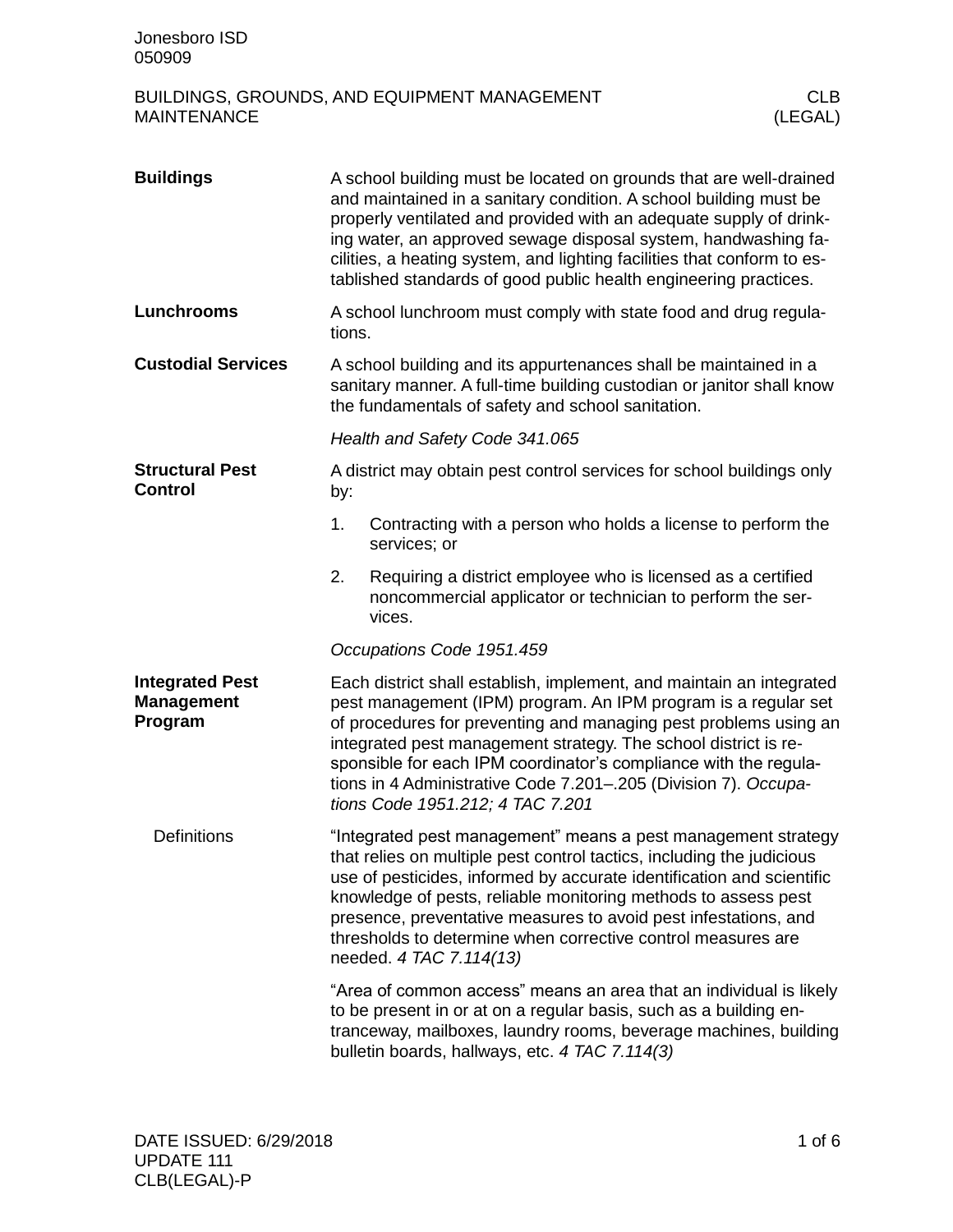Jonesboro ISD
050909

# BUILDINGS, GROUNDS, AND EQUIPMENT MANAGEMENT MAINTENANCE

CLB (LEGAL)

## Buildings

A school building must be located on grounds that are well-drained and maintained in a sanitary condition. A school building must be properly ventilated and provided with an adequate supply of drinking water, an approved sewage disposal system, handwashing facilities, a heating system, and lighting facilities that conform to established standards of good public health engineering practices.

## Lunchrooms

A school lunchroom must comply with state food and drug regulations.

## Custodial Services

A school building and its appurtenances shall be maintained in a sanitary manner. A full-time building custodian or janitor shall know the fundamentals of safety and school sanitation.

*Health and Safety Code 341.065*

## Structural Pest Control

A district may obtain pest control services for school buildings only by:

1. Contracting with a person who holds a license to perform the services; or
2. Requiring a district employee who is licensed as a certified noncommercial applicator or technician to perform the services.

*Occupations Code 1951.459*

## Integrated Pest Management Program

Each district shall establish, implement, and maintain an integrated pest management (IPM) program. An IPM program is a regular set of procedures for preventing and managing pest problems using an integrated pest management strategy. The school district is responsible for each IPM coordinator's compliance with the regulations in 4 Administrative Code 7.201–.205 (Division 7). *Occupations Code 1951.212; 4 TAC 7.201*

### Definitions

"Integrated pest management" means a pest management strategy that relies on multiple pest control tactics, including the judicious use of pesticides, informed by accurate identification and scientific knowledge of pests, reliable monitoring methods to assess pest presence, preventative measures to avoid pest infestations, and thresholds to determine when corrective control measures are needed. *4 TAC 7.114(13)*

"Area of common access" means an area that an individual is likely to be present in or at on a regular basis, such as a building entranceway, mailboxes, laundry rooms, beverage machines, building bulletin boards, hallways, etc. *4 TAC 7.114(3)*

DATE ISSUED: 6/29/2018
UPDATE 111
CLB(LEGAL)-P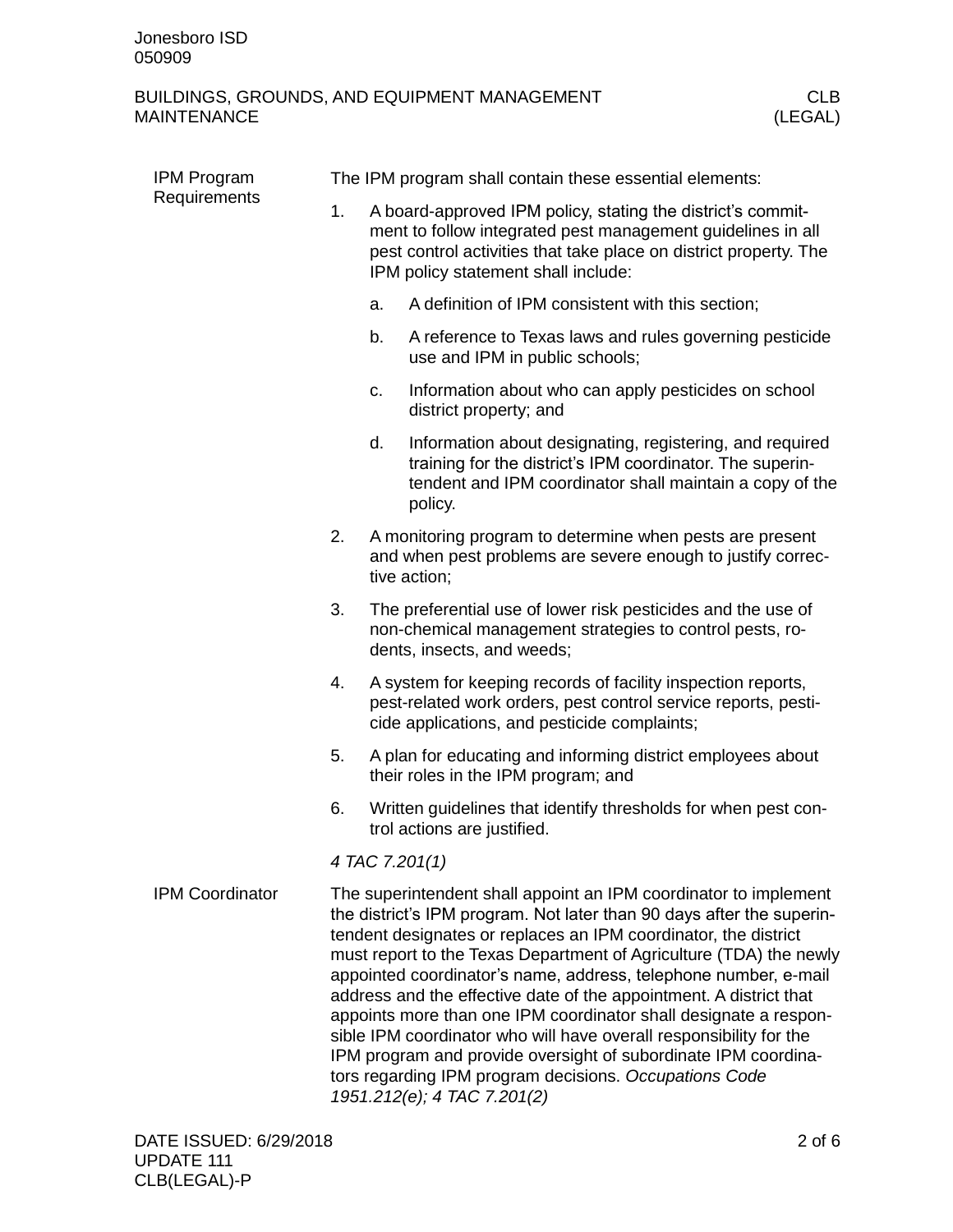## IPM Program Requirements

The IPM program shall contain these essential elements:

1. A board-approved IPM policy, stating the district's commitment to follow integrated pest management guidelines in all pest control activities that take place on district property. The IPM policy statement shall include:
   a. A definition of IPM consistent with this section;
   b. A reference to Texas laws and rules governing pesticide use and IPM in public schools;
   c. Information about who can apply pesticides on school district property; and
   d. Information about designating, registering, and required training for the district's IPM coordinator. The superintendent and IPM coordinator shall maintain a copy of the policy.
2. A monitoring program to determine when pests are present and when pest problems are severe enough to justify corrective action;
3. The preferential use of lower risk pesticides and the use of non-chemical management strategies to control pests, rodents, insects, and weeds;
4. A system for keeping records of facility inspection reports, pest-related work orders, pest control service reports, pesticide applications, and pesticide complaints;
5. A plan for educating and informing district employees about their roles in the IPM program; and
6. Written guidelines that identify thresholds for when pest control actions are justified.

*4 TAC 7.201(1)*

## IPM Coordinator

The superintendent shall appoint an IPM coordinator to implement the district's IPM program. Not later than 90 days after the superintendent designates or replaces an IPM coordinator, the district must report to the Texas Department of Agriculture (TDA) the newly appointed coordinator's name, address, telephone number, e-mail address and the effective date of the appointment. A district that appoints more than one IPM coordinator shall designate a responsible IPM coordinator who will have overall responsibility for the IPM program and provide oversight of subordinate IPM coordinators regarding IPM program decisions. *Occupations Code 1951.212(e); 4 TAC 7.201(2)*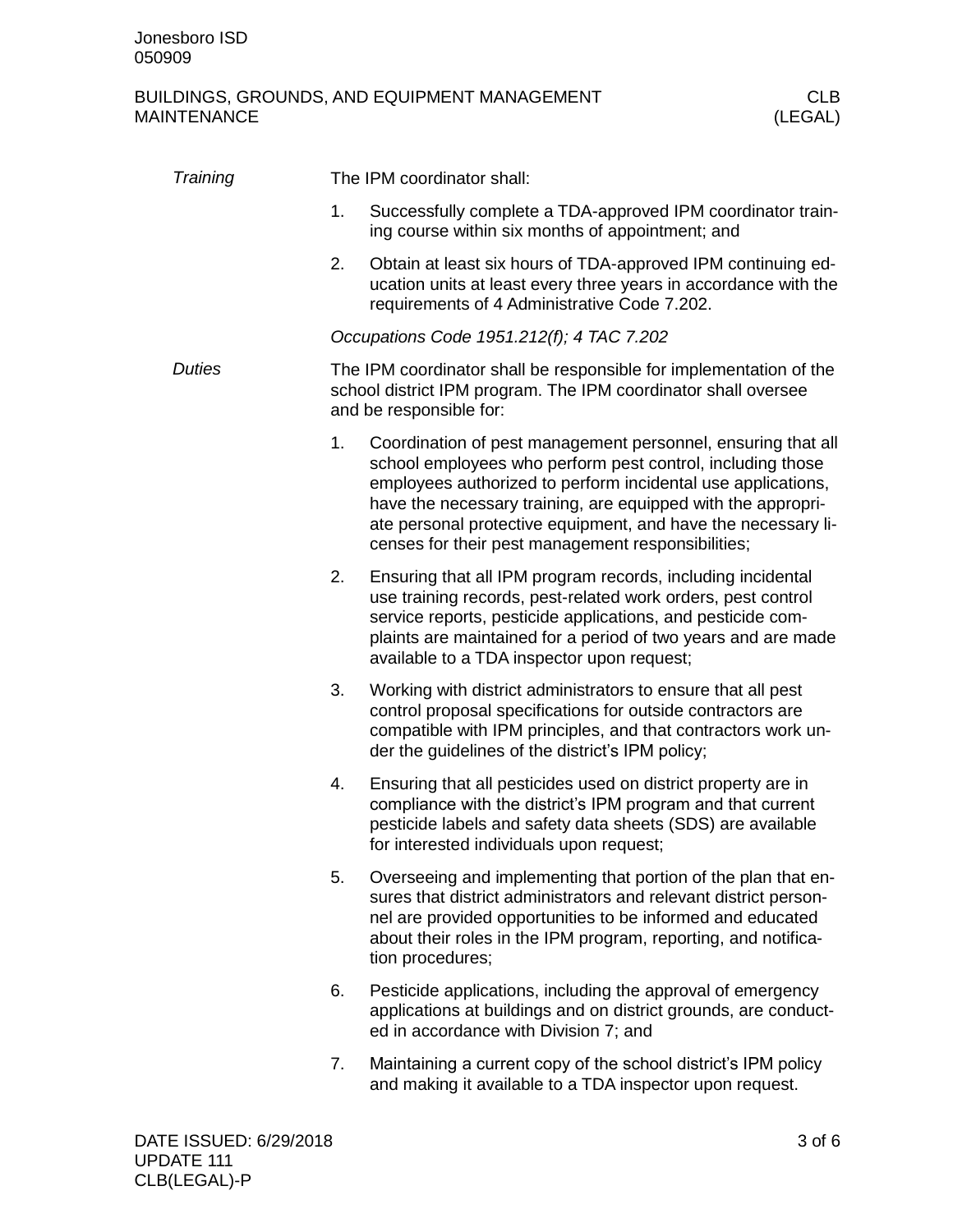### Training

The IPM coordinator shall:

1. Successfully complete a TDA-approved IPM coordinator training course within six months of appointment; and
2. Obtain at least six hours of TDA-approved IPM continuing education units at least every three years in accordance with the requirements of 4 Administrative Code 7.202.

*Occupations Code 1951.212(f); 4 TAC 7.202*

### Duties

The IPM coordinator shall be responsible for implementation of the school district IPM program. The IPM coordinator shall oversee and be responsible for:

1. Coordination of pest management personnel, ensuring that all school employees who perform pest control, including those employees authorized to perform incidental use applications, have the necessary training, are equipped with the appropriate personal protective equipment, and have the necessary licenses for their pest management responsibilities;
2. Ensuring that all IPM program records, including incidental use training records, pest-related work orders, pest control service reports, pesticide applications, and pesticide complaints are maintained for a period of two years and are made available to a TDA inspector upon request;
3. Working with district administrators to ensure that all pest control proposal specifications for outside contractors are compatible with IPM principles, and that contractors work under the guidelines of the district's IPM policy;
4. Ensuring that all pesticides used on district property are in compliance with the district's IPM program and that current pesticide labels and safety data sheets (SDS) are available for interested individuals upon request;
5. Overseeing and implementing that portion of the plan that ensures that district administrators and relevant district personnel are provided opportunities to be informed and educated about their roles in the IPM program, reporting, and notification procedures;
6. Pesticide applications, including the approval of emergency applications at buildings and on district grounds, are conducted in accordance with Division 7; and
7. Maintaining a current copy of the school district's IPM policy and making it available to a TDA inspector upon request.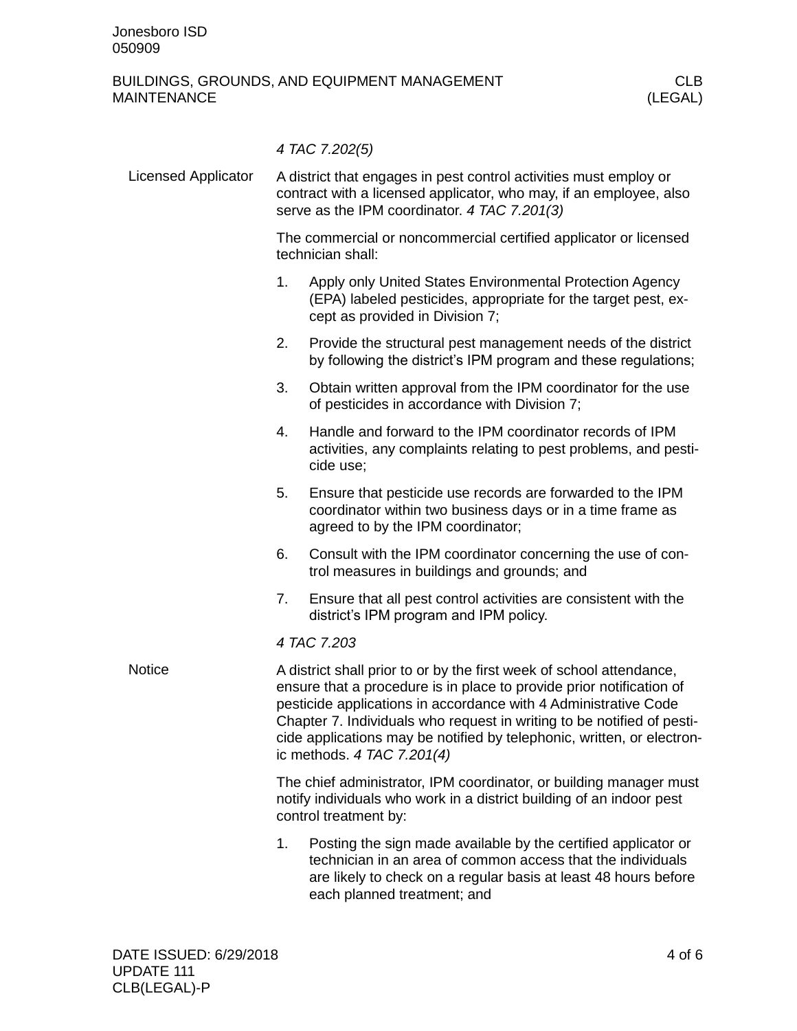*4 TAC 7.202(5)*

**Licensed Applicator**

A district that engages in pest control activities must employ or contract with a licensed applicator, who may, if an employee, also serve as the IPM coordinator. *4 TAC 7.201(3)*

The commercial or noncommercial certified applicator or licensed technician shall:

1. Apply only United States Environmental Protection Agency (EPA) labeled pesticides, appropriate for the target pest, except as provided in Division 7;
2. Provide the structural pest management needs of the district by following the district's IPM program and these regulations;
3. Obtain written approval from the IPM coordinator for the use of pesticides in accordance with Division 7;
4. Handle and forward to the IPM coordinator records of IPM activities, any complaints relating to pest problems, and pesticide use;
5. Ensure that pesticide use records are forwarded to the IPM coordinator within two business days or in a time frame as agreed to by the IPM coordinator;
6. Consult with the IPM coordinator concerning the use of control measures in buildings and grounds; and
7. Ensure that all pest control activities are consistent with the district's IPM program and IPM policy.

*4 TAC 7.203*

**Notice**

A district shall prior to or by the first week of school attendance, ensure that a procedure is in place to provide prior notification of pesticide applications in accordance with 4 Administrative Code Chapter 7. Individuals who request in writing to be notified of pesticide applications may be notified by telephonic, written, or electronic methods. *4 TAC 7.201(4)*

The chief administrator, IPM coordinator, or building manager must notify individuals who work in a district building of an indoor pest control treatment by:

1. Posting the sign made available by the certified applicator or technician in an area of common access that the individuals are likely to check on a regular basis at least 48 hours before each planned treatment; and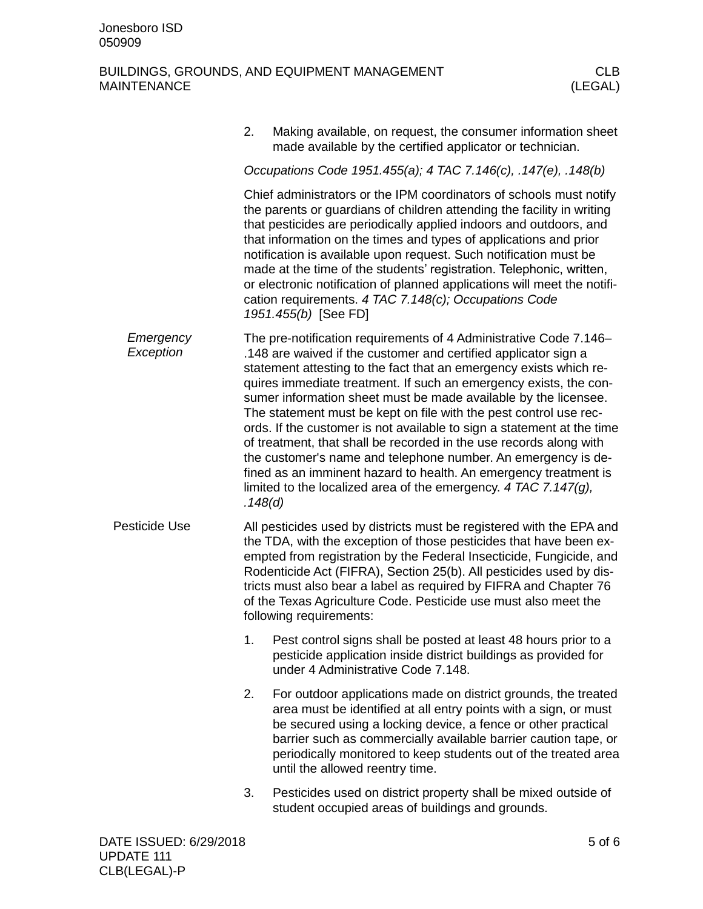2. Making available, on request, the consumer information sheet made available by the certified applicator or technician.

*Occupations Code 1951.455(a); 4 TAC 7.146(c), .147(e), .148(b)*

Chief administrators or the IPM coordinators of schools must notify the parents or guardians of children attending the facility in writing that pesticides are periodically applied indoors and outdoors, and that information on the times and types of applications and prior notification is available upon request. Such notification must be made at the time of the students' registration. Telephonic, written, or electronic notification of planned applications will meet the notification requirements. *4 TAC 7.148(c); Occupations Code 1951.455(b)* [See FD]

### *Emergency Exception*

The pre-notification requirements of 4 Administrative Code 7.146–.148 are waived if the customer and certified applicator sign a statement attesting to the fact that an emergency exists which requires immediate treatment. If such an emergency exists, the consumer information sheet must be made available by the licensee. The statement must be kept on file with the pest control use records. If the customer is not available to sign a statement at the time of treatment, that shall be recorded in the use records along with the customer's name and telephone number. An emergency is defined as an imminent hazard to health. An emergency treatment is limited to the localized area of the emergency. *4 TAC 7.147(g), .148(d)*

## Pesticide Use

All pesticides used by districts must be registered with the EPA and the TDA, with the exception of those pesticides that have been exempted from registration by the Federal Insecticide, Fungicide, and Rodenticide Act (FIFRA), Section 25(b). All pesticides used by districts must also bear a label as required by FIFRA and Chapter 76 of the Texas Agriculture Code. Pesticide use must also meet the following requirements:

1. Pest control signs shall be posted at least 48 hours prior to a pesticide application inside district buildings as provided for under 4 Administrative Code 7.148.
2. For outdoor applications made on district grounds, the treated area must be identified at all entry points with a sign, or must be secured using a locking device, a fence or other practical barrier such as commercially available barrier caution tape, or periodically monitored to keep students out of the treated area until the allowed reentry time.
3. Pesticides used on district property shall be mixed outside of student occupied areas of buildings and grounds.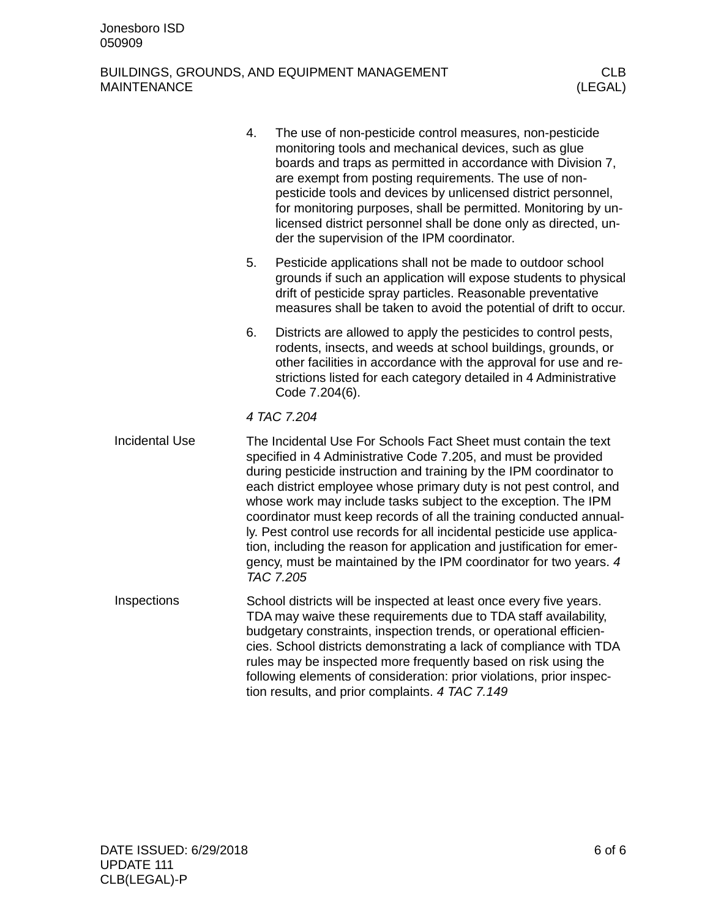4. The use of non-pesticide control measures, non-pesticide monitoring tools and mechanical devices, such as glue boards and traps as permitted in accordance with Division 7, are exempt from posting requirements. The use of non-pesticide tools and devices by unlicensed district personnel, for monitoring purposes, shall be permitted. Monitoring by unlicensed district personnel shall be done only as directed, under the supervision of the IPM coordinator.
5. Pesticide applications shall not be made to outdoor school grounds if such an application will expose students to physical drift of pesticide spray particles. Reasonable preventative measures shall be taken to avoid the potential of drift to occur.
6. Districts are allowed to apply the pesticides to control pests, rodents, insects, and weeds at school buildings, grounds, or other facilities in accordance with the approval for use and restrictions listed for each category detailed in 4 Administrative Code 7.204(6).

*4 TAC 7.204*

## Incidental Use

The Incidental Use For Schools Fact Sheet must contain the text specified in 4 Administrative Code 7.205, and must be provided during pesticide instruction and training by the IPM coordinator to each district employee whose primary duty is not pest control, and whose work may include tasks subject to the exception. The IPM coordinator must keep records of all the training conducted annually. Pest control use records for all incidental pesticide use application, including the reason for application and justification for emergency, must be maintained by the IPM coordinator for two years. *4 TAC 7.205*

## Inspections

School districts will be inspected at least once every five years. TDA may waive these requirements due to TDA staff availability, budgetary constraints, inspection trends, or operational efficiencies. School districts demonstrating a lack of compliance with TDA rules may be inspected more frequently based on risk using the following elements of consideration: prior violations, prior inspection results, and prior complaints. *4 TAC 7.149*